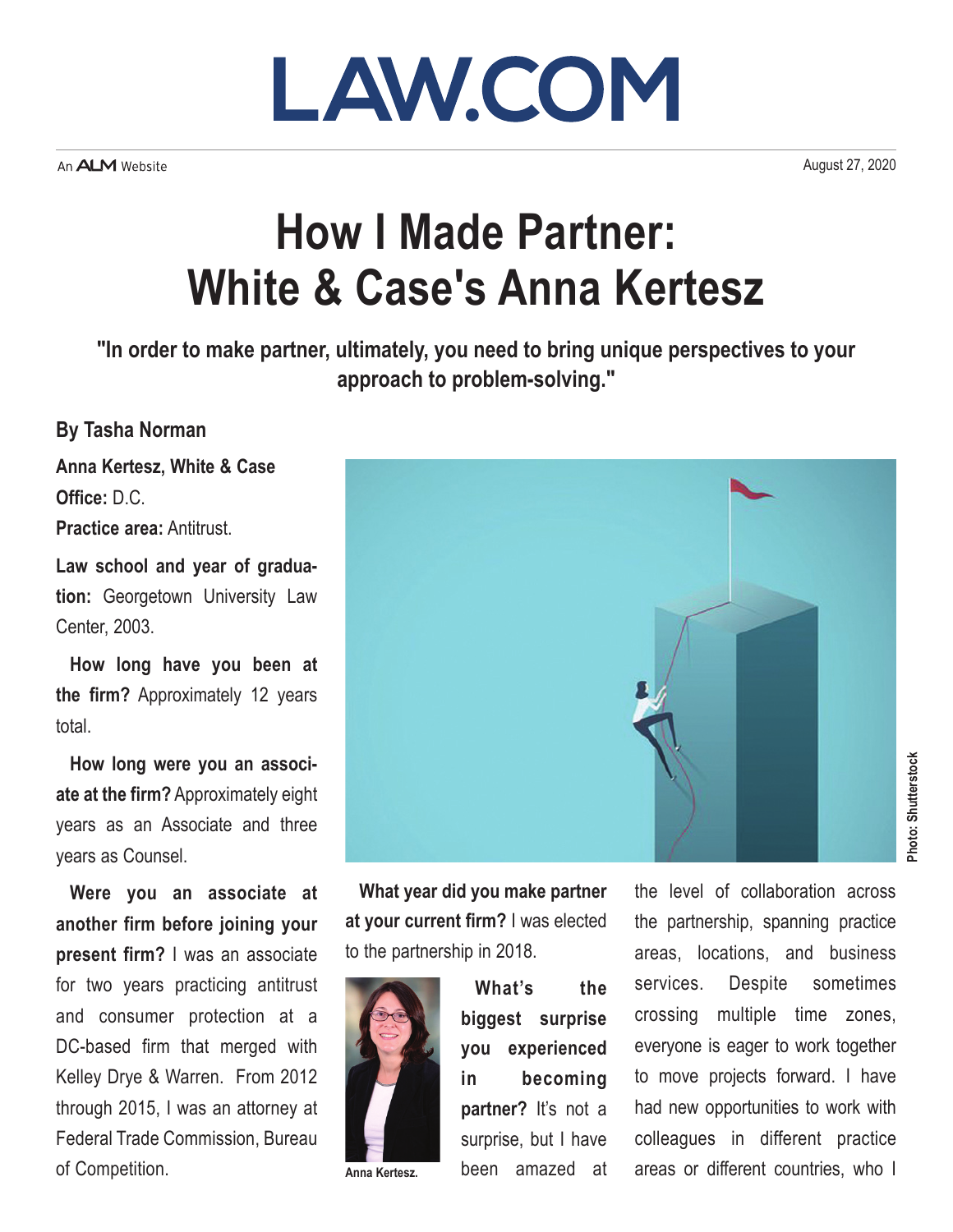LAW.COM

An ALM Website

August 27, 2020

# How I Made Partner: White & Case's Anna Kertesz

**"In order to make partner, ultimately, you need to bring unique perspectives to your approach to problem-solving."**

**By Tasha Norman**

**Anna Kertesz, White & Case**

**Office:** D.C.

**Practice area:** Antitrust.

**Law school and year of graduation:** Georgetown University Law Center, 2003.

**How long have you been at the firm?** Approximately 12 years total.

**How long were you an associate at the firm?** Approximately eight years as an Associate and three years as Counsel.

**Were you an associate at another firm before joining your present firm?** I was an associate for two years practicing antitrust and consumer protection at a DC-based firm that merged with Kelley Drye & Warren. From 2012 through 2015, I was an attorney at Federal Trade Commission, Bureau of Competition.

Photo: Shutterstock

**What year did you make partner at your current firm?** I was elected to the partnership in 2018.

Anna Kertesz.

**What's the biggest surprise you experienced in becoming partner?** It's not a surprise, but I have been amazed at the level of collaboration across the partnership, spanning practice areas, locations, and business services. Despite sometimes crossing multiple time zones, everyone is eager to work together to move projects forward. I have had new opportunities to work with colleagues in different practice areas or different countries, who I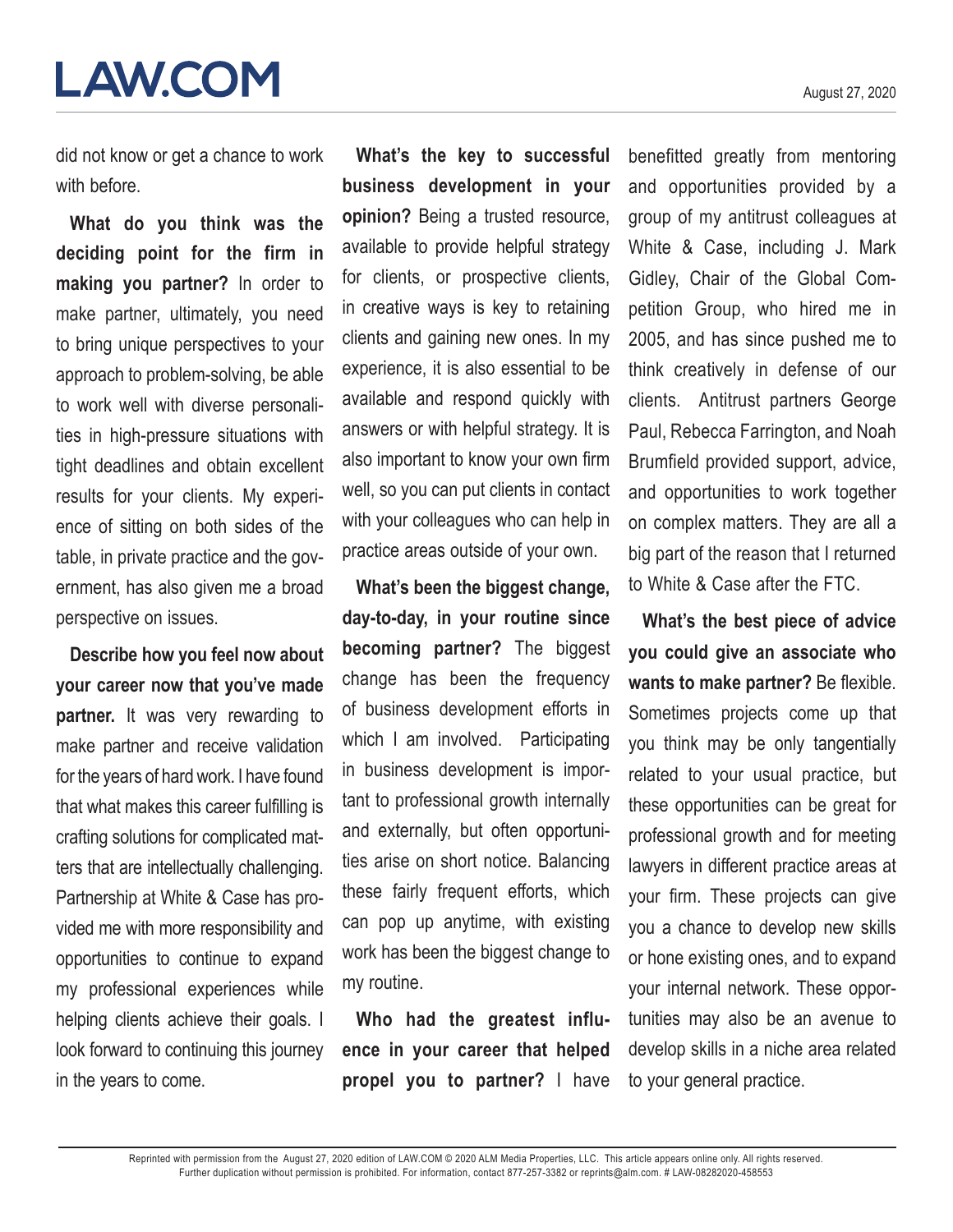did not know or get a chance to work with before.

**What do you think was the deciding point for the firm in making you partner?** In order to make partner, ultimately, you need to bring unique perspectives to your approach to problem-solving, be able to work well with diverse personalities in high-pressure situations with tight deadlines and obtain excellent results for your clients. My experience of sitting on both sides of the table, in private practice and the government, has also given me a broad perspective on issues.

**Describe how you feel now about your career now that you've made partner.** It was very rewarding to make partner and receive validation for the years of hard work. I have found that what makes this career fulfilling is crafting solutions for complicated matters that are intellectually challenging. Partnership at White & Case has provided me with more responsibility and opportunities to continue to expand my professional experiences while helping clients achieve their goals. I look forward to continuing this journey in the years to come.

**What's the key to successful business development in your opinion?** Being a trusted resource, available to provide helpful strategy for clients, or prospective clients, in creative ways is key to retaining clients and gaining new ones. In my experience, it is also essential to be available and respond quickly with answers or with helpful strategy. It is also important to know your own firm well, so you can put clients in contact with your colleagues who can help in practice areas outside of your own.

**What's been the biggest change, day-to-day, in your routine since becoming partner?** The biggest change has been the frequency of business development efforts in which I am involved. Participating in business development is important to professional growth internally and externally, but often opportunities arise on short notice. Balancing these fairly frequent efforts, which can pop up anytime, with existing work has been the biggest change to my routine.

**Who had the greatest influence in your career that helped propel you to partner?** I have benefitted greatly from mentoring and opportunities provided by a group of my antitrust colleagues at White & Case, including J. Mark Gidley, Chair of the Global Competition Group, who hired me in 2005, and has since pushed me to think creatively in defense of our clients. Antitrust partners George Paul, Rebecca Farrington, and Noah Brumfield provided support, advice, and opportunities to work together on complex matters. They are all a big part of the reason that I returned to White & Case after the FTC.

**What's the best piece of advice you could give an associate who wants to make partner?** Be flexible. Sometimes projects come up that you think may be only tangentially related to your usual practice, but these opportunities can be great for professional growth and for meeting lawyers in different practice areas at your firm. These projects can give you a chance to develop new skills or hone existing ones, and to expand your internal network. These opportunities may also be an avenue to develop skills in a niche area related to your general practice.

Reprinted with permission from the August 27, 2020 edition of LAW.COM © 2020 ALM Media Properties, LLC. This article appears online only. All rights reserved. Further duplication without permission is prohibited. For information, contact 877-257-3382 or reprints@alm.com. # LAW-08282020-458553